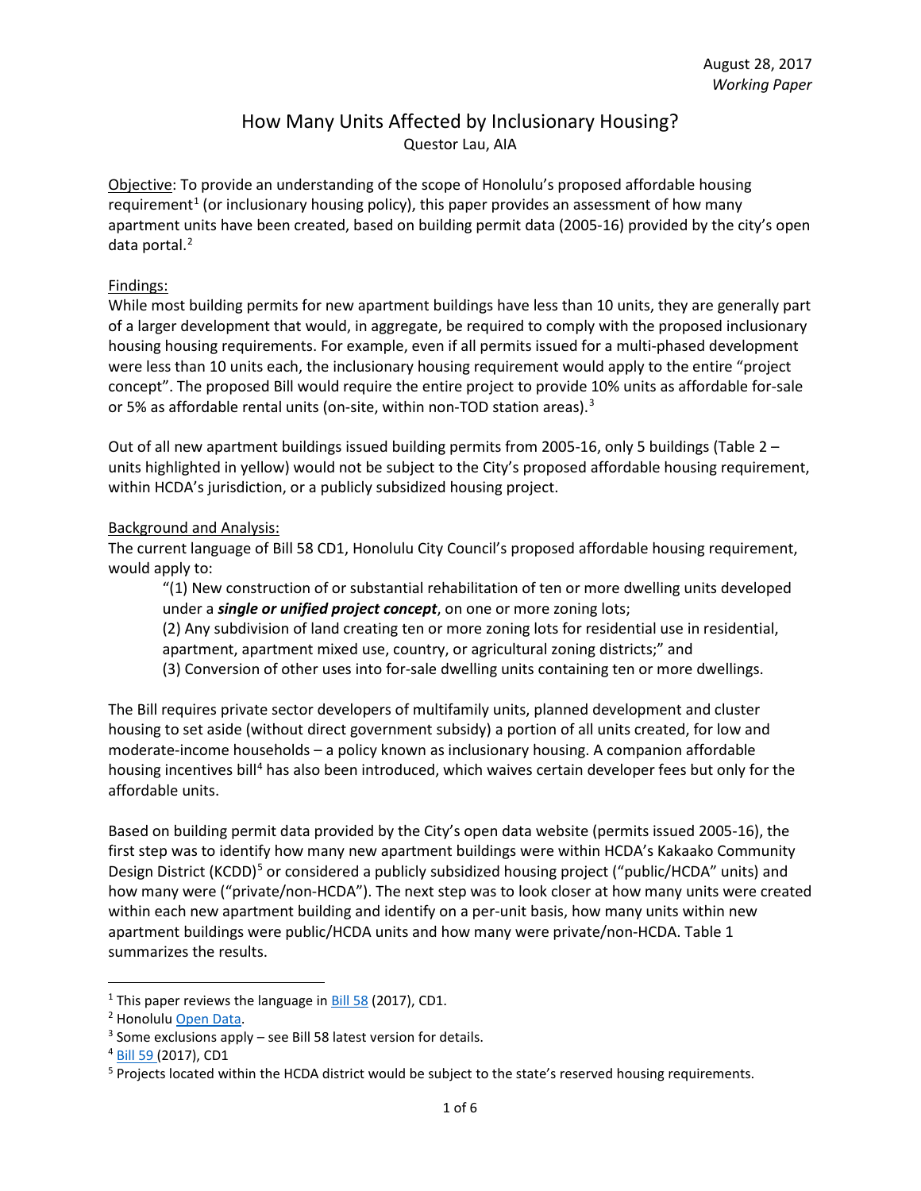August 28, 2017
*Working Paper*

# How Many Units Affected by Inclusionary Housing?

Questor Lau, AIA

Objective: To provide an understanding of the scope of Honolulu's proposed affordable housing requirement[1] (or inclusionary housing policy), this paper provides an assessment of how many apartment units have been created, based on building permit data (2005-16) provided by the city's open data portal.[2]

Findings:

While most building permits for new apartment buildings have less than 10 units, they are generally part of a larger development that would, in aggregate, be required to comply with the proposed inclusionary housing housing requirements. For example, even if all permits issued for a multi-phased development were less than 10 units each, the inclusionary housing requirement would apply to the entire "project concept". The proposed Bill would require the entire project to provide 10% units as affordable for-sale or 5% as affordable rental units (on-site, within non-TOD station areas).[3]

Out of all new apartment buildings issued building permits from 2005-16, only 5 buildings (Table 2 – units highlighted in yellow) would not be subject to the City's proposed affordable housing requirement, within HCDA's jurisdiction, or a publicly subsidized housing project.

Background and Analysis:

The current language of Bill 58 CD1, Honolulu City Council's proposed affordable housing requirement, would apply to:

> "(1) New construction of or substantial rehabilitation of ten or more dwelling units developed under a ***single or unified project concept***, on one or more zoning lots;
> (2) Any subdivision of land creating ten or more zoning lots for residential use in residential, apartment, apartment mixed use, country, or agricultural zoning districts;" and
> (3) Conversion of other uses into for-sale dwelling units containing ten or more dwellings.

The Bill requires private sector developers of multifamily units, planned development and cluster housing to set aside (without direct government subsidy) a portion of all units created, for low and moderate-income households – a policy known as inclusionary housing. A companion affordable housing incentives bill[4] has also been introduced, which waives certain developer fees but only for the affordable units.

Based on building permit data provided by the City's open data website (permits issued 2005-16), the first step was to identify how many new apartment buildings were within HCDA's Kakaako Community Design District (KCDD)[5] or considered a publicly subsidized housing project ("public/HCDA" units) and how many were ("private/non-HCDA"). The next step was to look closer at how many units were created within each new apartment building and identify on a per-unit basis, how many units within new apartment buildings were public/HCDA units and how many were private/non-HCDA. Table 1 summarizes the results.

---

[1] This paper reviews the language in Bill 58 (2017), CD1.

[2] Honolulu Open Data.

[3] Some exclusions apply – see Bill 58 latest version for details.

[4] Bill 59 (2017), CD1

[5] Projects located within the HCDA district would be subject to the state's reserved housing requirements.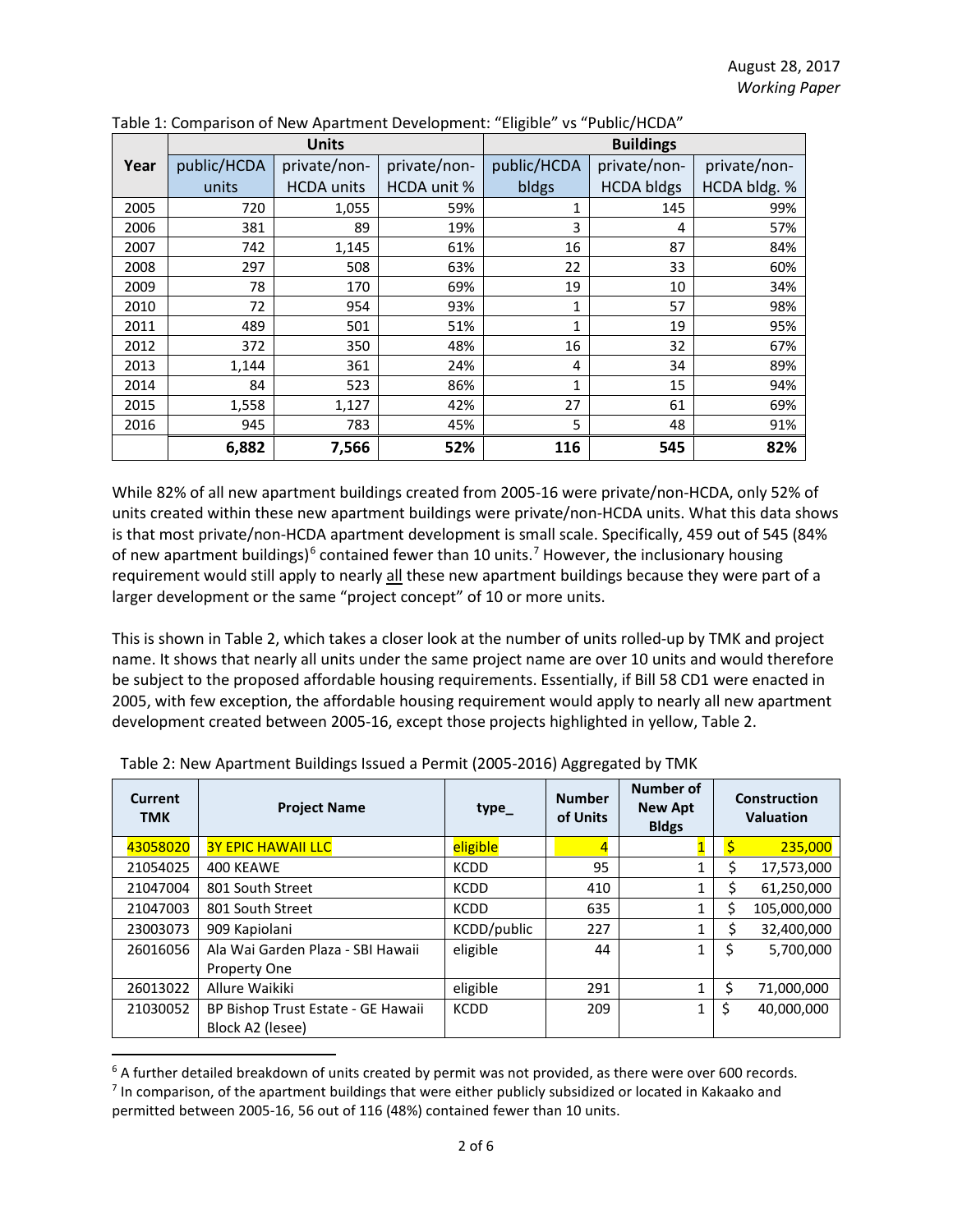August 28, 2017
*Working Paper*

Table 1: Comparison of New Apartment Development: "Eligible" vs "Public/HCDA"

| Year | Units | | | Buildings | | |
|---|---|---|---|---|---|---|
| | public/HCDA units | private/non-HCDA units | private/non-HCDA unit % | public/HCDA bldgs | private/non-HCDA bldgs | private/non-HCDA bldg. % |
| 2005 | 720 | 1,055 | 59% | 1 | 145 | 99% |
| 2006 | 381 | 89 | 19% | 3 | 4 | 57% |
| 2007 | 742 | 1,145 | 61% | 16 | 87 | 84% |
| 2008 | 297 | 508 | 63% | 22 | 33 | 60% |
| 2009 | 78 | 170 | 69% | 19 | 10 | 34% |
| 2010 | 72 | 954 | 93% | 1 | 57 | 98% |
| 2011 | 489 | 501 | 51% | 1 | 19 | 95% |
| 2012 | 372 | 350 | 48% | 16 | 32 | 67% |
| 2013 | 1,144 | 361 | 24% | 4 | 34 | 89% |
| 2014 | 84 | 523 | 86% | 1 | 15 | 94% |
| 2015 | 1,558 | 1,127 | 42% | 27 | 61 | 69% |
| 2016 | 945 | 783 | 45% | 5 | 48 | 91% |
| | **6,882** | **7,566** | **52%** | **116** | **545** | **82%** |

While 82% of all new apartment buildings created from 2005-16 were private/non-HCDA, only 52% of units created within these new apartment buildings were private/non-HCDA units. What this data shows is that most private/non-HCDA apartment development is small scale. Specifically, 459 out of 545 (84% of new apartment buildings)[6] contained fewer than 10 units.[7] However, the inclusionary housing requirement would still apply to nearly all these new apartment buildings because they were part of a larger development or the same "project concept" of 10 or more units.

This is shown in Table 2, which takes a closer look at the number of units rolled-up by TMK and project name. It shows that nearly all units under the same project name are over 10 units and would therefore be subject to the proposed affordable housing requirements. Essentially, if Bill 58 CD1 were enacted in 2005, with few exception, the affordable housing requirement would apply to nearly all new apartment development created between 2005-16, except those projects highlighted in yellow, Table 2.

Table 2: New Apartment Buildings Issued a Permit (2005-2016) Aggregated by TMK

| Current TMK | Project Name | type_ | Number of Units | Number of New Apt Bldgs | Construction Valuation |
|---|---|---|---|---|---|
| 43058020 | 3Y EPIC HAWAII LLC | eligible | 4 | 1 | $ 235,000 |
| 21054025 | 400 KEAWE | KCDD | 95 | 1 | $ 17,573,000 |
| 21047004 | 801 South Street | KCDD | 410 | 1 | $ 61,250,000 |
| 21047003 | 801 South Street | KCDD | 635 | 1 | $ 105,000,000 |
| 23003073 | 909 Kapiolani | KCDD/public | 227 | 1 | $ 32,400,000 |
| 26016056 | Ala Wai Garden Plaza - SBI Hawaii Property One | eligible | 44 | 1 | $ 5,700,000 |
| 26013022 | Allure Waikiki | eligible | 291 | 1 | $ 71,000,000 |
| 21030052 | BP Bishop Trust Estate - GE Hawaii Block A2 (lesee) | KCDD | 209 | 1 | $ 40,000,000 |

[6] A further detailed breakdown of units created by permit was not provided, as there were over 600 records.

[7] In comparison, of the apartment buildings that were either publicly subsidized or located in Kakaako and permitted between 2005-16, 56 out of 116 (48%) contained fewer than 10 units.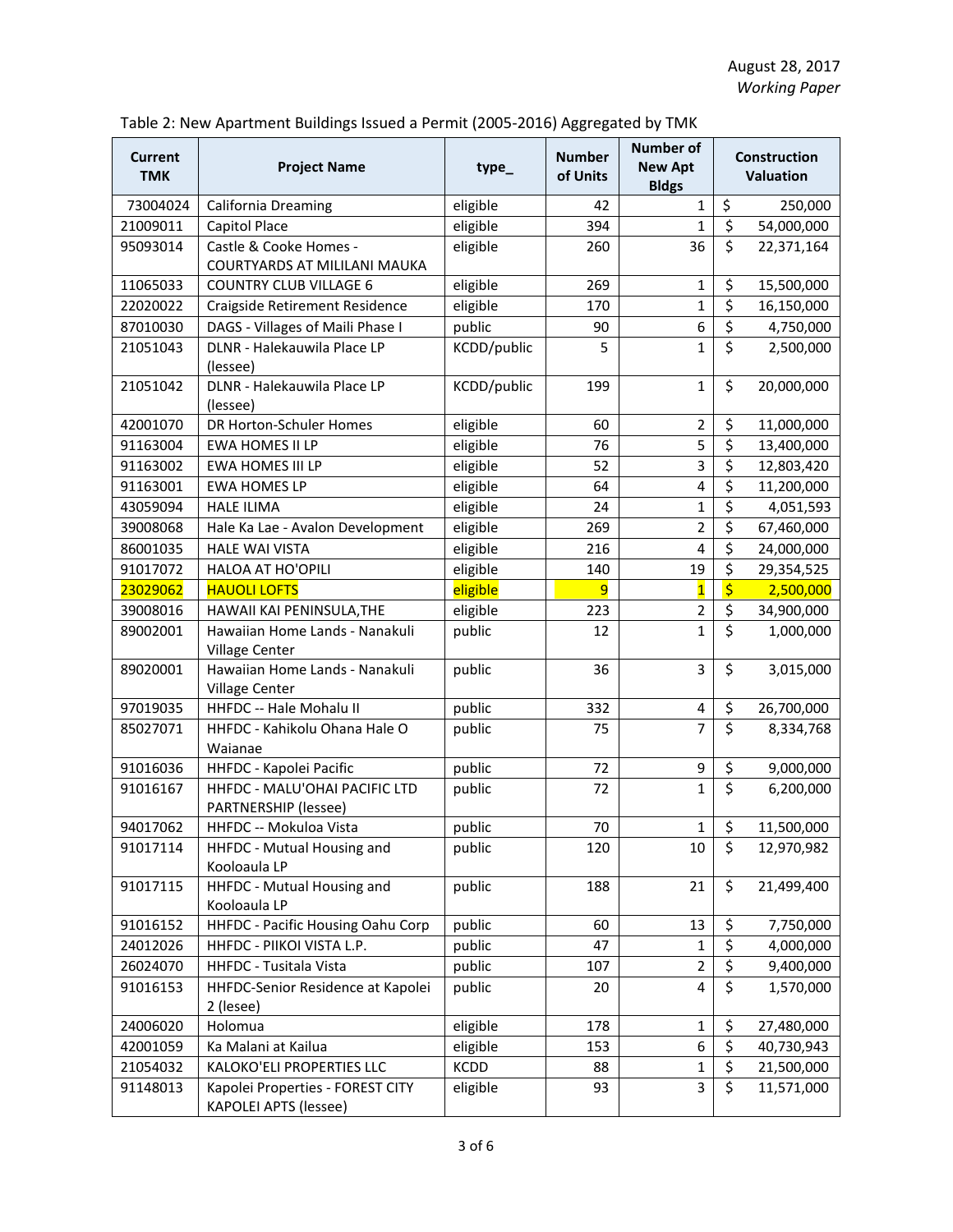August 28, 2017
*Working Paper*

Table 2: New Apartment Buildings Issued a Permit (2005-2016) Aggregated by TMK

| Current TMK | Project Name | type_ | Number of Units | Number of New Apt Bldgs | Construction Valuation |
|---|---|---|---|---|---|
| 73004024 | California Dreaming | eligible | 42 | 1 | $ 250,000 |
| 21009011 | Capitol Place | eligible | 394 | 1 | $ 54,000,000 |
| 95093014 | Castle & Cooke Homes - COURTYARDS AT MILILANI MAUKA | eligible | 260 | 36 | $ 22,371,164 |
| 11065033 | COUNTRY CLUB VILLAGE 6 | eligible | 269 | 1 | $ 15,500,000 |
| 22020022 | Craigside Retirement Residence | eligible | 170 | 1 | $ 16,150,000 |
| 87010030 | DAGS - Villages of Maili Phase I | public | 90 | 6 | $ 4,750,000 |
| 21051043 | DLNR - Halekauwila Place LP (lessee) | KCDD/public | 5 | 1 | $ 2,500,000 |
| 21051042 | DLNR - Halekauwila Place LP (lessee) | KCDD/public | 199 | 1 | $ 20,000,000 |
| 42001070 | DR Horton-Schuler Homes | eligible | 60 | 2 | $ 11,000,000 |
| 91163004 | EWA HOMES II LP | eligible | 76 | 5 | $ 13,400,000 |
| 91163002 | EWA HOMES III LP | eligible | 52 | 3 | $ 12,803,420 |
| 91163001 | EWA HOMES LP | eligible | 64 | 4 | $ 11,200,000 |
| 43059094 | HALE ILIMA | eligible | 24 | 1 | $ 4,051,593 |
| 39008068 | Hale Ka Lae - Avalon Development | eligible | 269 | 2 | $ 67,460,000 |
| 86001035 | HALE WAI VISTA | eligible | 216 | 4 | $ 24,000,000 |
| 91017072 | HALOA AT HO'OPILI | eligible | 140 | 19 | $ 29,354,525 |
| 23029062 | HAUOLI LOFTS | eligible | 9 | 1 | $ 2,500,000 |
| 39008016 | HAWAII KAI PENINSULA,THE | eligible | 223 | 2 | $ 34,900,000 |
| 89002001 | Hawaiian Home Lands - Nanakuli Village Center | public | 12 | 1 | $ 1,000,000 |
| 89020001 | Hawaiian Home Lands - Nanakuli Village Center | public | 36 | 3 | $ 3,015,000 |
| 97019035 | HHFDC -- Hale Mohalu II | public | 332 | 4 | $ 26,700,000 |
| 85027071 | HHFDC - Kahikolu Ohana Hale O Waianae | public | 75 | 7 | $ 8,334,768 |
| 91016036 | HHFDC - Kapolei Pacific | public | 72 | 9 | $ 9,000,000 |
| 91016167 | HHFDC - MALU'OHAI PACIFIC LTD PARTNERSHIP (lessee) | public | 72 | 1 | $ 6,200,000 |
| 94017062 | HHFDC -- Mokuloa Vista | public | 70 | 1 | $ 11,500,000 |
| 91017114 | HHFDC - Mutual Housing and Kooloaula LP | public | 120 | 10 | $ 12,970,982 |
| 91017115 | HHFDC - Mutual Housing and Kooloaula LP | public | 188 | 21 | $ 21,499,400 |
| 91016152 | HHFDC - Pacific Housing Oahu Corp | public | 60 | 13 | $ 7,750,000 |
| 24012026 | HHFDC - PIIKOI VISTA L.P. | public | 47 | 1 | $ 4,000,000 |
| 26024070 | HHFDC - Tusitala Vista | public | 107 | 2 | $ 9,400,000 |
| 91016153 | HHFDC-Senior Residence at Kapolei 2 (lesee) | public | 20 | 4 | $ 1,570,000 |
| 24006020 | Holomua | eligible | 178 | 1 | $ 27,480,000 |
| 42001059 | Ka Malani at Kailua | eligible | 153 | 6 | $ 40,730,943 |
| 21054032 | KALOKO'ELI PROPERTIES LLC | KCDD | 88 | 1 | $ 21,500,000 |
| 91148013 | Kapolei Properties - FOREST CITY KAPOLEI APTS (lessee) | eligible | 93 | 3 | $ 11,571,000 |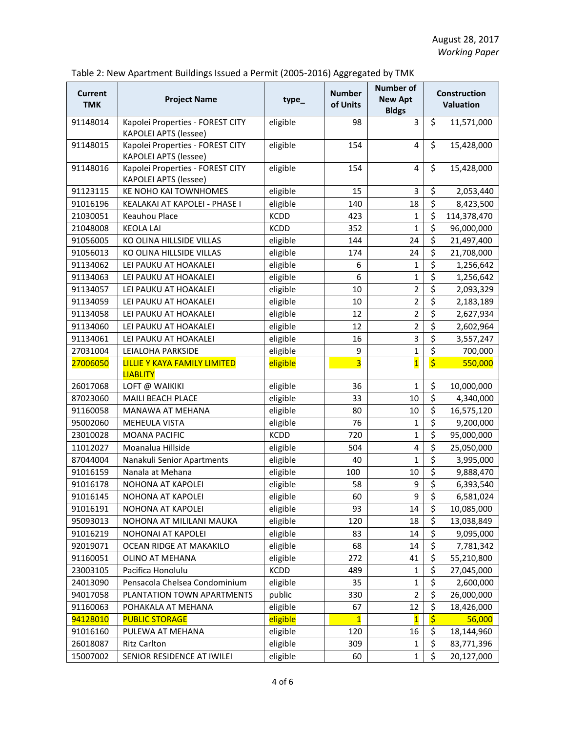August 28, 2017
*Working Paper*

Table 2: New Apartment Buildings Issued a Permit (2005-2016) Aggregated by TMK

| Current TMK | Project Name | type_ | Number of Units | Number of New Apt Bldgs | Construction Valuation |
|---|---|---|---|---|---|
| 91148014 | Kapolei Properties - FOREST CITY KAPOLEI APTS (lessee) | eligible | 98 | 3 | $ 11,571,000 |
| 91148015 | Kapolei Properties - FOREST CITY KAPOLEI APTS (lessee) | eligible | 154 | 4 | $ 15,428,000 |
| 91148016 | Kapolei Properties - FOREST CITY KAPOLEI APTS (lessee) | eligible | 154 | 4 | $ 15,428,000 |
| 91123115 | KE NOHO KAI TOWNHOMES | eligible | 15 | 3 | $ 2,053,440 |
| 91016196 | KEALAKAI AT KAPOLEI - PHASE I | eligible | 140 | 18 | $ 8,423,500 |
| 21030051 | Keauhou Place | KCDD | 423 | 1 | $ 114,378,470 |
| 21048008 | KEOLA LAI | KCDD | 352 | 1 | $ 96,000,000 |
| 91056005 | KO OLINA HILLSIDE VILLAS | eligible | 144 | 24 | $ 21,497,400 |
| 91056013 | KO OLINA HILLSIDE VILLAS | eligible | 174 | 24 | $ 21,708,000 |
| 91134062 | LEI PAUKU AT HOAKALEI | eligible | 6 | 1 | $ 1,256,642 |
| 91134063 | LEI PAUKU AT HOAKALEI | eligible | 6 | 1 | $ 1,256,642 |
| 91134057 | LEI PAUKU AT HOAKALEI | eligible | 10 | 2 | $ 2,093,329 |
| 91134059 | LEI PAUKU AT HOAKALEI | eligible | 10 | 2 | $ 2,183,189 |
| 91134058 | LEI PAUKU AT HOAKALEI | eligible | 12 | 2 | $ 2,627,934 |
| 91134060 | LEI PAUKU AT HOAKALEI | eligible | 12 | 2 | $ 2,602,964 |
| 91134061 | LEI PAUKU AT HOAKALEI | eligible | 16 | 3 | $ 3,557,247 |
| 27031004 | LEIALOHA PARKSIDE | eligible | 9 | 1 | $ 700,000 |
| 27006050 | LILLIE Y KAYA FAMILY LIMITED LIABLITY | eligible | 3 | 1 | $ 550,000 |
| 26017068 | LOFT @ WAIKIKI | eligible | 36 | 1 | $ 10,000,000 |
| 87023060 | MAILI BEACH PLACE | eligible | 33 | 10 | $ 4,340,000 |
| 91160058 | MANAWA AT MEHANA | eligible | 80 | 10 | $ 16,575,120 |
| 95002060 | MEHEULA VISTA | eligible | 76 | 1 | $ 9,200,000 |
| 23010028 | MOANA PACIFIC | KCDD | 720 | 1 | $ 95,000,000 |
| 11012027 | Moanalua Hillside | eligible | 504 | 4 | $ 25,050,000 |
| 87044004 | Nanakuli Senior Apartments | eligible | 40 | 1 | $ 3,995,000 |
| 91016159 | Nanala at Mehana | eligible | 100 | 10 | $ 9,888,470 |
| 91016178 | NOHONA AT KAPOLEI | eligible | 58 | 9 | $ 6,393,540 |
| 91016145 | NOHONA AT KAPOLEI | eligible | 60 | 9 | $ 6,581,024 |
| 91016191 | NOHONA AT KAPOLEI | eligible | 93 | 14 | $ 10,085,000 |
| 95093013 | NOHONA AT MILILANI MAUKA | eligible | 120 | 18 | $ 13,038,849 |
| 91016219 | NOHONAI AT KAPOLEI | eligible | 83 | 14 | $ 9,095,000 |
| 92019071 | OCEAN RIDGE AT MAKAKILO | eligible | 68 | 14 | $ 7,781,342 |
| 91160051 | OLINO AT MEHANA | eligible | 272 | 41 | $ 55,210,800 |
| 23003105 | Pacifica Honolulu | KCDD | 489 | 1 | $ 27,045,000 |
| 24013090 | Pensacola Chelsea Condominium | eligible | 35 | 1 | $ 2,600,000 |
| 94017058 | PLANTATION TOWN APARTMENTS | public | 330 | 2 | $ 26,000,000 |
| 91160063 | POHAKALA AT MEHANA | eligible | 67 | 12 | $ 18,426,000 |
| 94128010 | PUBLIC STORAGE | eligible | 1 | 1 | $ 56,000 |
| 91016160 | PULEWA AT MEHANA | eligible | 120 | 16 | $ 18,144,960 |
| 26018087 | Ritz Carlton | eligible | 309 | 1 | $ 83,771,396 |
| 15007002 | SENIOR RESIDENCE AT IWILEI | eligible | 60 | 1 | $ 20,127,000 |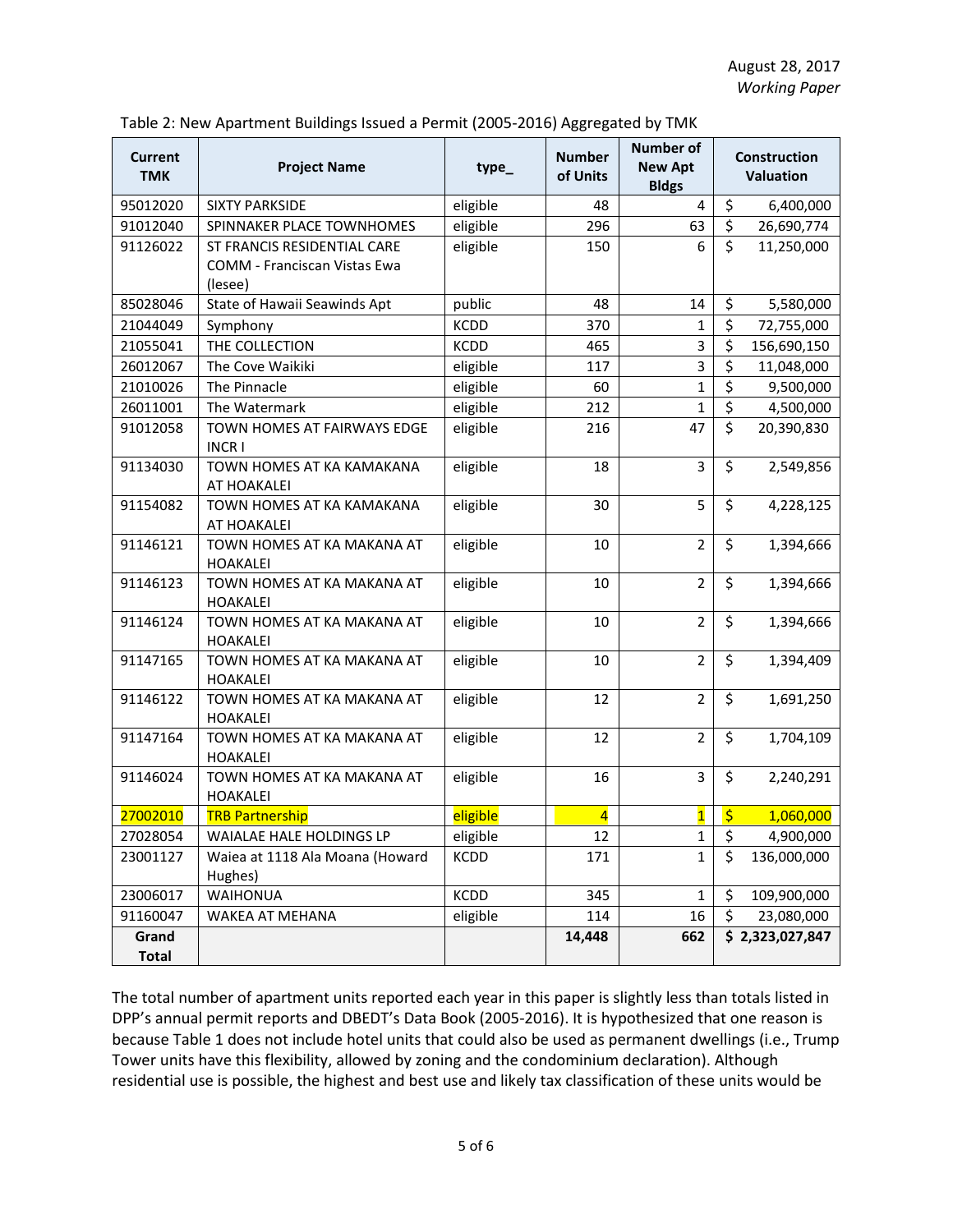August 28, 2017
*Working Paper*

Table 2: New Apartment Buildings Issued a Permit (2005-2016) Aggregated by TMK

| Current TMK | Project Name | type_ | Number of Units | Number of New Apt Bldgs | Construction Valuation |
|---|---|---|---|---|---|
| 95012020 | SIXTY PARKSIDE | eligible | 48 | 4 | $ 6,400,000 |
| 91012040 | SPINNAKER PLACE TOWNHOMES | eligible | 296 | 63 | $ 26,690,774 |
| 91126022 | ST FRANCIS RESIDENTIAL CARE COMM - Franciscan Vistas Ewa (lesee) | eligible | 150 | 6 | $ 11,250,000 |
| 85028046 | State of Hawaii Seawinds Apt | public | 48 | 14 | $ 5,580,000 |
| 21044049 | Symphony | KCDD | 370 | 1 | $ 72,755,000 |
| 21055041 | THE COLLECTION | KCDD | 465 | 3 | $ 156,690,150 |
| 26012067 | The Cove Waikiki | eligible | 117 | 3 | $ 11,048,000 |
| 21010026 | The Pinnacle | eligible | 60 | 1 | $ 9,500,000 |
| 26011001 | The Watermark | eligible | 212 | 1 | $ 4,500,000 |
| 91012058 | TOWN HOMES AT FAIRWAYS EDGE INCR I | eligible | 216 | 47 | $ 20,390,830 |
| 91134030 | TOWN HOMES AT KA KAMAKANA AT HOAKALEI | eligible | 18 | 3 | $ 2,549,856 |
| 91154082 | TOWN HOMES AT KA KAMAKANA AT HOAKALEI | eligible | 30 | 5 | $ 4,228,125 |
| 91146121 | TOWN HOMES AT KA MAKANA AT HOAKALEI | eligible | 10 | 2 | $ 1,394,666 |
| 91146123 | TOWN HOMES AT KA MAKANA AT HOAKALEI | eligible | 10 | 2 | $ 1,394,666 |
| 91146124 | TOWN HOMES AT KA MAKANA AT HOAKALEI | eligible | 10 | 2 | $ 1,394,666 |
| 91147165 | TOWN HOMES AT KA MAKANA AT HOAKALEI | eligible | 10 | 2 | $ 1,394,409 |
| 91146122 | TOWN HOMES AT KA MAKANA AT HOAKALEI | eligible | 12 | 2 | $ 1,691,250 |
| 91147164 | TOWN HOMES AT KA MAKANA AT HOAKALEI | eligible | 12 | 2 | $ 1,704,109 |
| 91146024 | TOWN HOMES AT KA MAKANA AT HOAKALEI | eligible | 16 | 3 | $ 2,240,291 |
| 27002010 | TRB Partnership | eligible | 4 | 1 | $ 1,060,000 |
| 27028054 | WAIALAE HALE HOLDINGS LP | eligible | 12 | 1 | $ 4,900,000 |
| 23001127 | Waiea at 1118 Ala Moana (Howard Hughes) | KCDD | 171 | 1 | $ 136,000,000 |
| 23006017 | WAIHONUA | KCDD | 345 | 1 | $ 109,900,000 |
| 91160047 | WAKEA AT MEHANA | eligible | 114 | 16 | $ 23,080,000 |
| **Grand Total** | | | **14,448** | **662** | **$ 2,323,027,847** |

The total number of apartment units reported each year in this paper is slightly less than totals listed in DPP's annual permit reports and DBEDT's Data Book (2005-2016). It is hypothesized that one reason is because Table 1 does not include hotel units that could also be used as permanent dwellings (i.e., Trump Tower units have this flexibility, allowed by zoning and the condominium declaration). Although residential use is possible, the highest and best use and likely tax classification of these units would be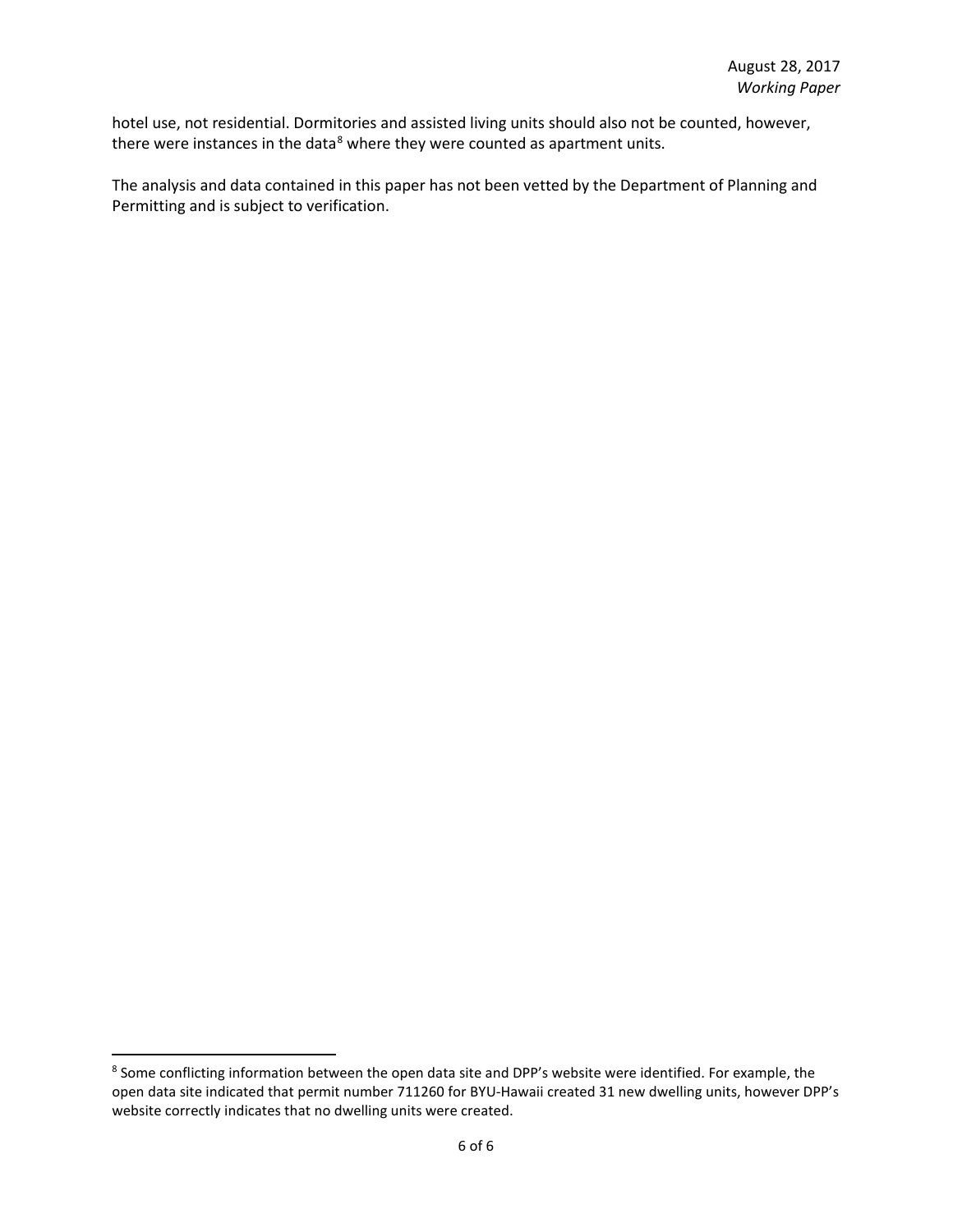hotel use, not residential. Dormitories and assisted living units should also not be counted, however, there were instances in the data[8] where they were counted as apartment units.

The analysis and data contained in this paper has not been vetted by the Department of Planning and Permitting and is subject to verification.

---

[8] Some conflicting information between the open data site and DPP's website were identified. For example, the open data site indicated that permit number 711260 for BYU-Hawaii created 31 new dwelling units, however DPP's website correctly indicates that no dwelling units were created.